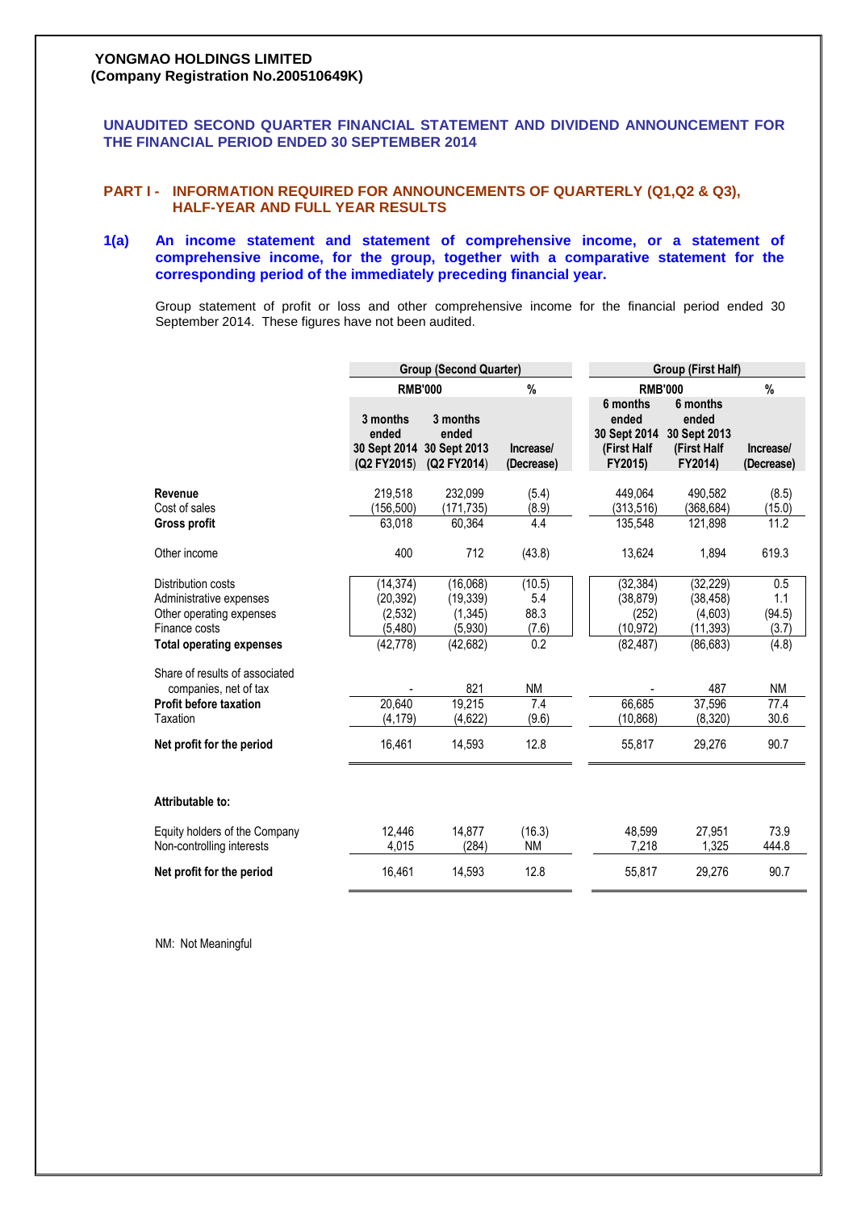**YONGMAO HOLDINGS LIMITED**
**(Company Registration No.200510649K)**

## UNAUDITED SECOND QUARTER FINANCIAL STATEMENT AND DIVIDEND ANNOUNCEMENT FOR THE FINANCIAL PERIOD ENDED 30 SEPTEMBER 2014

### PART I - INFORMATION REQUIRED FOR ANNOUNCEMENTS OF QUARTERLY (Q1,Q2 & Q3), HALF-YEAR AND FULL YEAR RESULTS

**1(a) An income statement and statement of comprehensive income, or a statement of comprehensive income, for the group, together with a comparative statement for the corresponding period of the immediately preceding financial year.**

Group statement of profit or loss and other comprehensive income for the financial period ended 30 September 2014. These figures have not been audited.

| | Group (Second Quarter) | | | Group (First Half) | | |
|---|---|---|---|---|---|---|
| | RMB'000 | | % | RMB'000 | | % |
| | 3 months ended 30 Sept 2014 (Q2 FY2015) | 3 months ended 30 Sept 2013 (Q2 FY2014) | Increase/ (Decrease) | 6 months ended 30 Sept 2014 (First Half FY2015) | 6 months ended 30 Sept 2013 (First Half FY2014) | Increase/ (Decrease) |
| **Revenue** | 219,518 | 232,099 | (5.4) | 449,064 | 490,582 | (8.5) |
| Cost of sales | (156,500) | (171,735) | (8.9) | (313,516) | (368,684) | (15.0) |
| **Gross profit** | 63,018 | 60,364 | 4.4 | 135,548 | 121,898 | 11.2 |
| Other income | 400 | 712 | (43.8) | 13,624 | 1,894 | 619.3 |
| Distribution costs | (14,374) | (16,068) | (10.5) | (32,384) | (32,229) | 0.5 |
| Administrative expenses | (20,392) | (19,339) | 5.4 | (38,879) | (38,458) | 1.1 |
| Other operating expenses | (2,532) | (1,345) | 88.3 | (252) | (4,603) | (94.5) |
| Finance costs | (5,480) | (5,930) | (7.6) | (10,972) | (11,393) | (3.7) |
| **Total operating expenses** | (42,778) | (42,682) | 0.2 | (82,487) | (86,683) | (4.8) |
| Share of results of associated companies, net of tax | - | 821 | NM | - | 487 | NM |
| **Profit before taxation** | 20,640 | 19,215 | 7.4 | 66,685 | 37,596 | 77.4 |
| Taxation | (4,179) | (4,622) | (9.6) | (10,868) | (8,320) | 30.6 |
| **Net profit for the period** | 16,461 | 14,593 | 12.8 | 55,817 | 29,276 | 90.7 |
| **Attributable to:** | | | | | | |
| Equity holders of the Company | 12,446 | 14,877 | (16.3) | 48,599 | 27,951 | 73.9 |
| Non-controlling interests | 4,015 | (284) | NM | 7,218 | 1,325 | 444.8 |
| **Net profit for the period** | 16,461 | 14,593 | 12.8 | 55,817 | 29,276 | 90.7 |

NM: Not Meaningful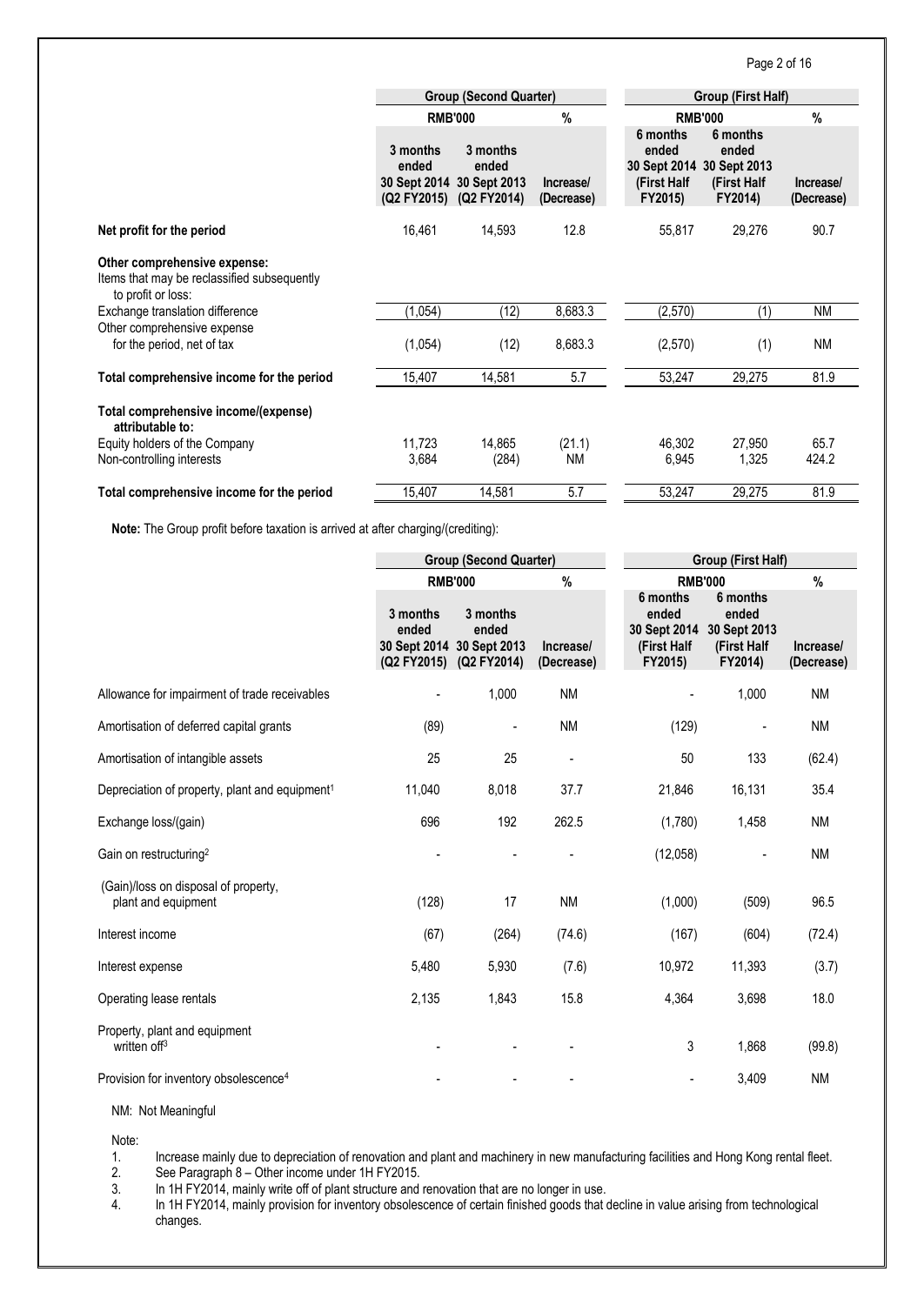| | Group (Second Quarter) | | | Group (First Half) | | |
|---|---|---|---|---|---|---|
| | RMB'000 | | % | RMB'000 | | % |
| | 3 months ended 30 Sept 2014 (Q2 FY2015) | 3 months ended 30 Sept 2013 (Q2 FY2014) | Increase/ (Decrease) | 6 months ended 30 Sept 2014 (First Half FY2015) | 6 months ended 30 Sept 2013 (First Half FY2014) | Increase/ (Decrease) |
| **Net profit for the period** | 16,461 | 14,593 | 12.8 | 55,817 | 29,276 | 90.7 |
| **Other comprehensive expense:** Items that may be reclassified subsequently to profit or loss: | | | | | | |
| Exchange translation difference | (1,054) | (12) | 8,683.3 | (2,570) | (1) | NM |
| Other comprehensive expense for the period, net of tax | (1,054) | (12) | 8,683.3 | (2,570) | (1) | NM |
| **Total comprehensive income for the period** | 15,407 | 14,581 | 5.7 | 53,247 | 29,275 | 81.9 |
| **Total comprehensive income/(expense) attributable to:** | | | | | | |
| Equity holders of the Company | 11,723 | 14,865 | (21.1) | 46,302 | 27,950 | 65.7 |
| Non-controlling interests | 3,684 | (284) | NM | 6,945 | 1,325 | 424.2 |
| **Total comprehensive income for the period** | 15,407 | 14,581 | 5.7 | 53,247 | 29,275 | 81.9 |

**Note:** The Group profit before taxation is arrived at after charging/(crediting):

| | Group (Second Quarter) | | | Group (First Half) | | |
|---|---|---|---|---|---|---|
| | RMB'000 | | % | RMB'000 | | % |
| | 3 months ended 30 Sept 2014 (Q2 FY2015) | 3 months ended 30 Sept 2013 (Q2 FY2014) | Increase/ (Decrease) | 6 months ended 30 Sept 2014 (First Half FY2015) | 6 months ended 30 Sept 2013 (First Half FY2014) | Increase/ (Decrease) |
| Allowance for impairment of trade receivables | - | 1,000 | NM | - | 1,000 | NM |
| Amortisation of deferred capital grants | (89) | - | NM | (129) | - | NM |
| Amortisation of intangible assets | 25 | 25 | - | 50 | 133 | (62.4) |
| Depreciation of property, plant and equipment[1] | 11,040 | 8,018 | 37.7 | 21,846 | 16,131 | 35.4 |
| Exchange loss/(gain) | 696 | 192 | 262.5 | (1,780) | 1,458 | NM |
| Gain on restructuring[2] | - | - | - | (12,058) | - | NM |
| (Gain)/loss on disposal of property, plant and equipment | (128) | 17 | NM | (1,000) | (509) | 96.5 |
| Interest income | (67) | (264) | (74.6) | (167) | (604) | (72.4) |
| Interest expense | 5,480 | 5,930 | (7.6) | 10,972 | 11,393 | (3.7) |
| Operating lease rentals | 2,135 | 1,843 | 15.8 | 4,364 | 3,698 | 18.0 |
| Property, plant and equipment written off[3] | - | - | - | 3 | 1,868 | (99.8) |
| Provision for inventory obsolescence[4] | - | - | - | - | 3,409 | NM |

NM: Not Meaningful

Note:

1. Increase mainly due to depreciation of renovation and plant and machinery in new manufacturing facilities and Hong Kong rental fleet.
2. See Paragraph 8 – Other income under 1H FY2015.
3. In 1H FY2014, mainly write off of plant structure and renovation that are no longer in use.
4. In 1H FY2014, mainly provision for inventory obsolescence of certain finished goods that decline in value arising from technological changes.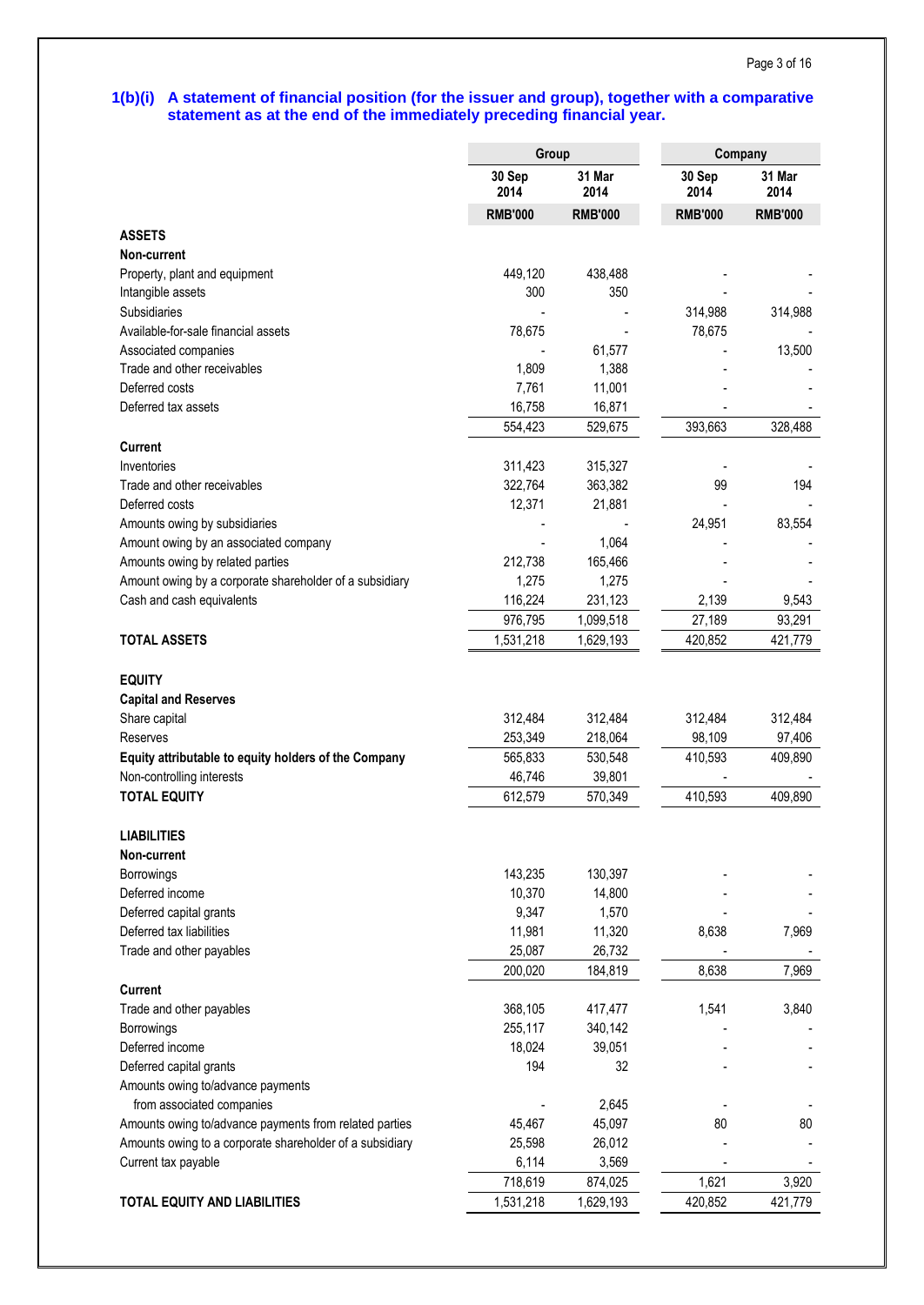### 1(b)(i) A statement of financial position (for the issuer and group), together with a comparative statement as at the end of the immediately preceding financial year.

| | Group | | Company | |
|---|---|---|---|---|
| | 30 Sep 2014 | 31 Mar 2014 | 30 Sep 2014 | 31 Mar 2014 |
| | RMB'000 | RMB'000 | RMB'000 | RMB'000 |
| **ASSETS** | | | | |
| **Non-current** | | | | |
| Property, plant and equipment | 449,120 | 438,488 | - | - |
| Intangible assets | 300 | 350 | - | - |
| Subsidiaries | - | - | 314,988 | 314,988 |
| Available-for-sale financial assets | 78,675 | - | 78,675 | - |
| Associated companies | - | 61,577 | - | 13,500 |
| Trade and other receivables | 1,809 | 1,388 | - | - |
| Deferred costs | 7,761 | 11,001 | - | - |
| Deferred tax assets | 16,758 | 16,871 | - | - |
| | 554,423 | 529,675 | 393,663 | 328,488 |
| **Current** | | | | |
| Inventories | 311,423 | 315,327 | - | - |
| Trade and other receivables | 322,764 | 363,382 | 99 | 194 |
| Deferred costs | 12,371 | 21,881 | - | - |
| Amounts owing by subsidiaries | - | - | 24,951 | 83,554 |
| Amount owing by an associated company | - | 1,064 | - | - |
| Amounts owing by related parties | 212,738 | 165,466 | - | - |
| Amount owing by a corporate shareholder of a subsidiary | 1,275 | 1,275 | - | - |
| Cash and cash equivalents | 116,224 | 231,123 | 2,139 | 9,543 |
| | 976,795 | 1,099,518 | 27,189 | 93,291 |
| **TOTAL ASSETS** | 1,531,218 | 1,629,193 | 420,852 | 421,779 |
| | | | | |
| **EQUITY** | | | | |
| **Capital and Reserves** | | | | |
| Share capital | 312,484 | 312,484 | 312,484 | 312,484 |
| Reserves | 253,349 | 218,064 | 98,109 | 97,406 |
| **Equity attributable to equity holders of the Company** | 565,833 | 530,548 | 410,593 | 409,890 |
| Non-controlling interests | 46,746 | 39,801 | - | - |
| **TOTAL EQUITY** | 612,579 | 570,349 | 410,593 | 409,890 |
| | | | | |
| **LIABILITIES** | | | | |
| **Non-current** | | | | |
| Borrowings | 143,235 | 130,397 | - | - |
| Deferred income | 10,370 | 14,800 | - | - |
| Deferred capital grants | 9,347 | 1,570 | - | - |
| Deferred tax liabilities | 11,981 | 11,320 | 8,638 | 7,969 |
| Trade and other payables | 25,087 | 26,732 | - | - |
| | 200,020 | 184,819 | 8,638 | 7,969 |
| **Current** | | | | |
| Trade and other payables | 368,105 | 417,477 | 1,541 | 3,840 |
| Borrowings | 255,117 | 340,142 | - | - |
| Deferred income | 18,024 | 39,051 | - | - |
| Deferred capital grants | 194 | 32 | - | - |
| Amounts owing to/advance payments from associated companies | - | 2,645 | - | - |
| Amounts owing to/advance payments from related parties | 45,467 | 45,097 | 80 | 80 |
| Amounts owing to a corporate shareholder of a subsidiary | 25,598 | 26,012 | - | - |
| Current tax payable | 6,114 | 3,569 | - | - |
| | 718,619 | 874,025 | 1,621 | 3,920 |
| **TOTAL EQUITY AND LIABILITIES** | 1,531,218 | 1,629,193 | 420,852 | 421,779 |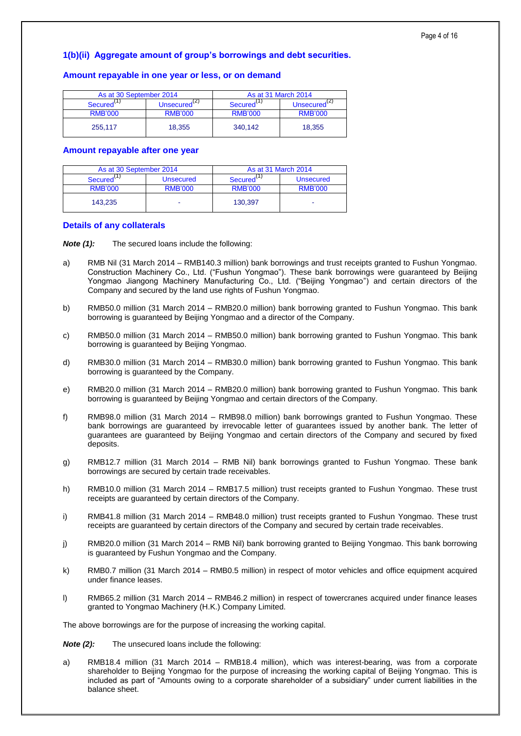### 1(b)(ii) Aggregate amount of group's borrowings and debt securities.

#### Amount repayable in one year or less, or on demand

| As at 30 September 2014 | | As at 31 March 2014 | |
|---|---|---|---|
| Secured[1] | Unsecured[2] | Secured[1] | Unsecured[2] |
| RMB'000 | RMB'000 | RMB'000 | RMB'000 |
| 255,117 | 18,355 | 340,142 | 18,355 |

#### Amount repayable after one year

| As at 30 September 2014 | | As at 31 March 2014 | |
|---|---|---|---|
| Secured[1] | Unsecured | Secured[1] | Unsecured |
| RMB'000 | RMB'000 | RMB'000 | RMB'000 |
| 143,235 | - | 130,397 | - |

#### Details of any collaterals

***Note (1):*** The secured loans include the following:

a) RMB Nil (31 March 2014 – RMB140.3 million) bank borrowings and trust receipts granted to Fushun Yongmao Construction Machinery Co., Ltd. ("Fushun Yongmao"). These bank borrowings were guaranteed by Beijing Yongmao Jiangong Machinery Manufacturing Co., Ltd. ("Beijing Yongmao") and certain directors of the Company and secured by the land use rights of Fushun Yongmao.

b) RMB50.0 million (31 March 2014 – RMB20.0 million) bank borrowing granted to Fushun Yongmao. This bank borrowing is guaranteed by Beijing Yongmao and a director of the Company.

c) RMB50.0 million (31 March 2014 – RMB50.0 million) bank borrowing granted to Fushun Yongmao. This bank borrowing is guaranteed by Beijing Yongmao.

d) RMB30.0 million (31 March 2014 – RMB30.0 million) bank borrowing granted to Fushun Yongmao. This bank borrowing is guaranteed by the Company.

e) RMB20.0 million (31 March 2014 – RMB20.0 million) bank borrowing granted to Fushun Yongmao. This bank borrowing is guaranteed by Beijing Yongmao and certain directors of the Company.

f) RMB98.0 million (31 March 2014 – RMB98.0 million) bank borrowings granted to Fushun Yongmao. These bank borrowings are guaranteed by irrevocable letter of guarantees issued by another bank. The letter of guarantees are guaranteed by Beijing Yongmao and certain directors of the Company and secured by fixed deposits.

g) RMB12.7 million (31 March 2014 – RMB Nil) bank borrowings granted to Fushun Yongmao. These bank borrowings are secured by certain trade receivables.

h) RMB10.0 million (31 March 2014 – RMB17.5 million) trust receipts granted to Fushun Yongmao. These trust receipts are guaranteed by certain directors of the Company.

i) RMB41.8 million (31 March 2014 – RMB48.0 million) trust receipts granted to Fushun Yongmao. These trust receipts are guaranteed by certain directors of the Company and secured by certain trade receivables.

j) RMB20.0 million (31 March 2014 – RMB Nil) bank borrowing granted to Beijing Yongmao. This bank borrowing is guaranteed by Fushun Yongmao and the Company.

k) RMB0.7 million (31 March 2014 – RMB0.5 million) in respect of motor vehicles and office equipment acquired under finance leases.

l) RMB65.2 million (31 March 2014 – RMB46.2 million) in respect of towercranes acquired under finance leases granted to Yongmao Machinery (H.K.) Company Limited.

The above borrowings are for the purpose of increasing the working capital.

***Note (2):*** The unsecured loans include the following:

a) RMB18.4 million (31 March 2014 – RMB18.4 million), which was interest-bearing, was from a corporate shareholder to Beijing Yongmao for the purpose of increasing the working capital of Beijing Yongmao. This is included as part of "Amounts owing to a corporate shareholder of a subsidiary" under current liabilities in the balance sheet.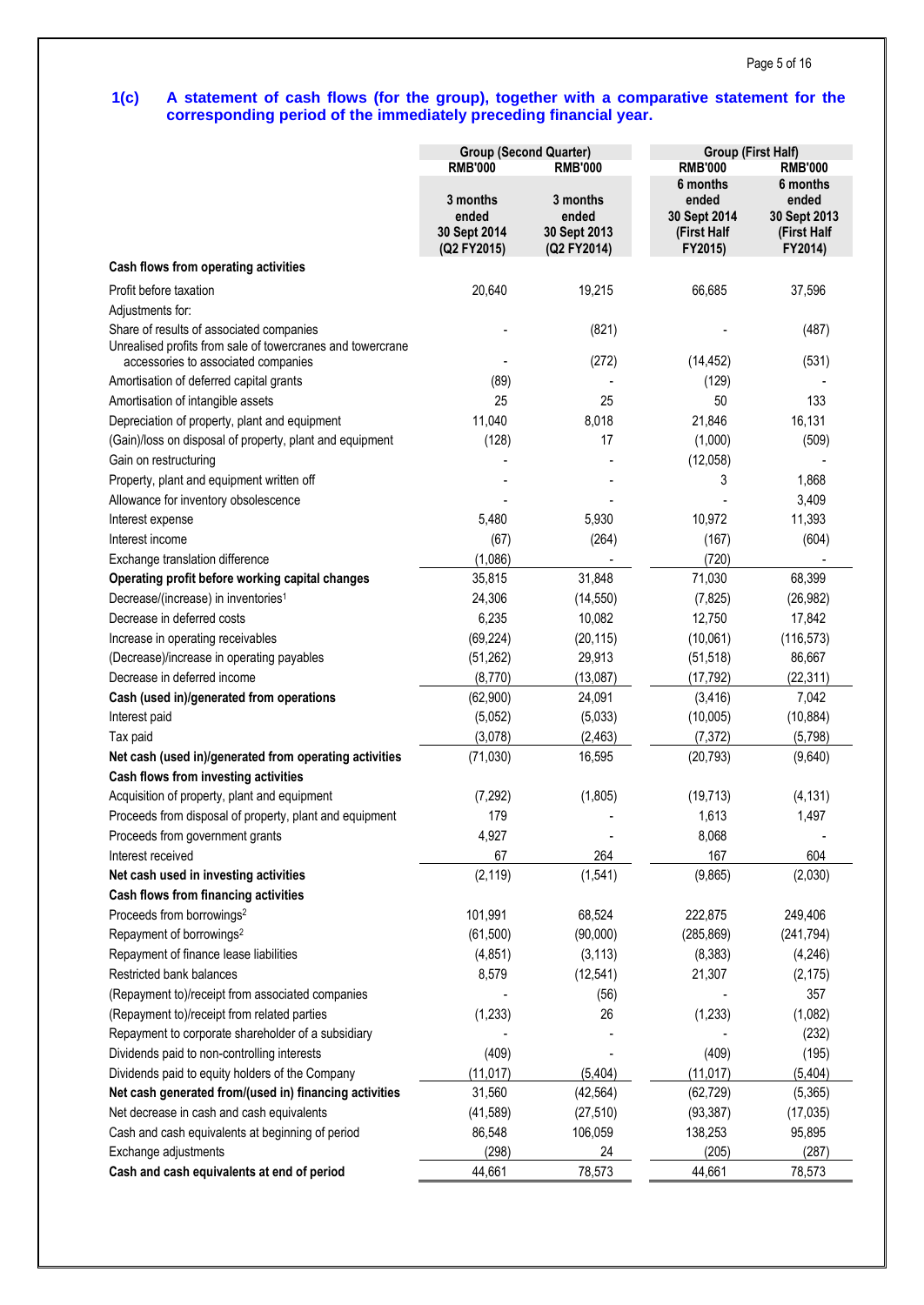### 1(c) A statement of cash flows (for the group), together with a comparative statement for the corresponding period of the immediately preceding financial year.

| | Group (Second Quarter) | | Group (First Half) | |
|---|---|---|---|---|
| | RMB'000 | RMB'000 | RMB'000 | RMB'000 |
| | 3 months ended 30 Sept 2014 (Q2 FY2015) | 3 months ended 30 Sept 2013 (Q2 FY2014) | 6 months ended 30 Sept 2014 (First Half FY2015) | 6 months ended 30 Sept 2013 (First Half FY2014) |
| **Cash flows from operating activities** | | | | |
| Profit before taxation | 20,640 | 19,215 | 66,685 | 37,596 |
| Adjustments for: | | | | |
| Share of results of associated companies | - | (821) | - | (487) |
| Unrealised profits from sale of towercranes and towercrane accessories to associated companies | - | (272) | (14,452) | (531) |
| Amortisation of deferred capital grants | (89) | - | (129) | - |
| Amortisation of intangible assets | 25 | 25 | 50 | 133 |
| Depreciation of property, plant and equipment | 11,040 | 8,018 | 21,846 | 16,131 |
| (Gain)/loss on disposal of property, plant and equipment | (128) | 17 | (1,000) | (509) |
| Gain on restructuring | - | - | (12,058) | - |
| Property, plant and equipment written off | - | - | 3 | 1,868 |
| Allowance for inventory obsolescence | - | - | - | 3,409 |
| Interest expense | 5,480 | 5,930 | 10,972 | 11,393 |
| Interest income | (67) | (264) | (167) | (604) |
| Exchange translation difference | (1,086) | - | (720) | - |
| **Operating profit before working capital changes** | 35,815 | 31,848 | 71,030 | 68,399 |
| Decrease/(increase) in inventories[1] | 24,306 | (14,550) | (7,825) | (26,982) |
| Decrease in deferred costs | 6,235 | 10,082 | 12,750 | 17,842 |
| Increase in operating receivables | (69,224) | (20,115) | (10,061) | (116,573) |
| (Decrease)/increase in operating payables | (51,262) | 29,913 | (51,518) | 86,667 |
| Decrease in deferred income | (8,770) | (13,087) | (17,792) | (22,311) |
| **Cash (used in)/generated from operations** | (62,900) | 24,091 | (3,416) | 7,042 |
| Interest paid | (5,052) | (5,033) | (10,005) | (10,884) |
| Tax paid | (3,078) | (2,463) | (7,372) | (5,798) |
| **Net cash (used in)/generated from operating activities** | (71,030) | 16,595 | (20,793) | (9,640) |
| **Cash flows from investing activities** | | | | |
| Acquisition of property, plant and equipment | (7,292) | (1,805) | (19,713) | (4,131) |
| Proceeds from disposal of property, plant and equipment | 179 | - | 1,613 | 1,497 |
| Proceeds from government grants | 4,927 | - | 8,068 | - |
| Interest received | 67 | 264 | 167 | 604 |
| **Net cash used in investing activities** | (2,119) | (1,541) | (9,865) | (2,030) |
| **Cash flows from financing activities** | | | | |
| Proceeds from borrowings[2] | 101,991 | 68,524 | 222,875 | 249,406 |
| Repayment of borrowings[2] | (61,500) | (90,000) | (285,869) | (241,794) |
| Repayment of finance lease liabilities | (4,851) | (3,113) | (8,383) | (4,246) |
| Restricted bank balances | 8,579 | (12,541) | 21,307 | (2,175) |
| (Repayment to)/receipt from associated companies | - | (56) | - | 357 |
| (Repayment to)/receipt from related parties | (1,233) | 26 | (1,233) | (1,082) |
| Repayment to corporate shareholder of a subsidiary | - | - | - | (232) |
| Dividends paid to non-controlling interests | (409) | - | (409) | (195) |
| Dividends paid to equity holders of the Company | (11,017) | (5,404) | (11,017) | (5,404) |
| **Net cash generated from/(used in) financing activities** | 31,560 | (42,564) | (62,729) | (5,365) |
| Net decrease in cash and cash equivalents | (41,589) | (27,510) | (93,387) | (17,035) |
| Cash and cash equivalents at beginning of period | 86,548 | 106,059 | 138,253 | 95,895 |
| Exchange adjustments | (298) | 24 | (205) | (287) |
| **Cash and cash equivalents at end of period** | 44,661 | 78,573 | 44,661 | 78,573 |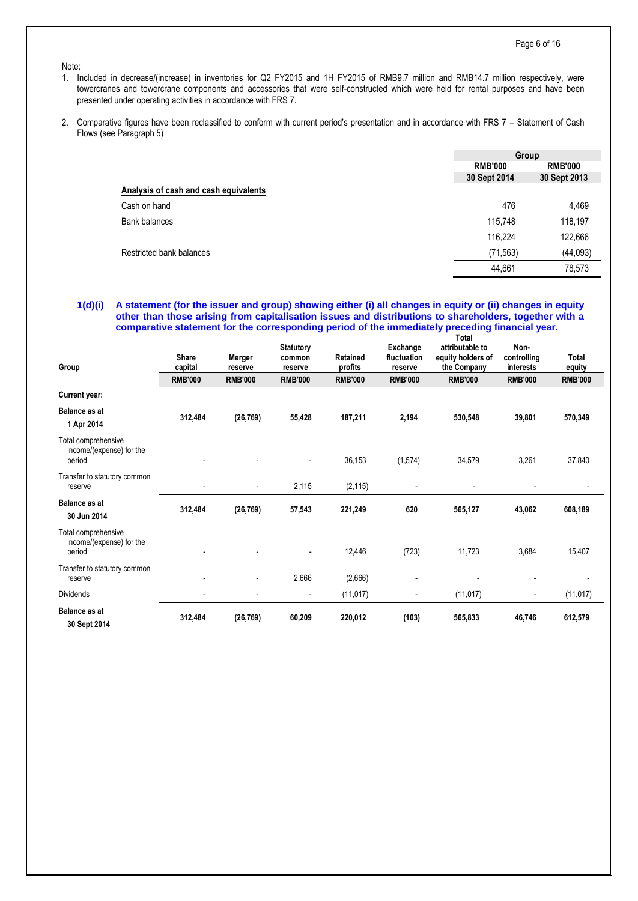Note:

1. Included in decrease/(increase) in inventories for Q2 FY2015 and 1H FY2015 of RMB9.7 million and RMB14.7 million respectively, were towercranes and towercrane components and accessories that were self-constructed which were held for rental purposes and have been presented under operating activities in accordance with FRS 7.
2. Comparative figures have been reclassified to conform with current period's presentation and in accordance with FRS 7 – Statement of Cash Flows (see Paragraph 5)

| | Group | |
|---|---|---|
| | RMB'000 | RMB'000 |
| | 30 Sept 2014 | 30 Sept 2013 |
| **Analysis of cash and cash equivalents** | | |
| Cash on hand | 476 | 4,469 |
| Bank balances | 115,748 | 118,197 |
| | 116,224 | 122,666 |
| Restricted bank balances | (71,563) | (44,093) |
| | 44,661 | 78,573 |

**1(d)(i) A statement (for the issuer and group) showing either (i) all changes in equity or (ii) changes in equity other than those arising from capitalisation issues and distributions to shareholders, together with a comparative statement for the corresponding period of the immediately preceding financial year.**

| Group | Share capital | Merger reserve | Statutory common reserve | Retained profits | Exchange fluctuation reserve | Total attributable to equity holders of the Company | Non-controlling interests | Total equity |
|---|---|---|---|---|---|---|---|---|
| | RMB'000 | RMB'000 | RMB'000 | RMB'000 | RMB'000 | RMB'000 | RMB'000 | RMB'000 |
| **Current year:** | | | | | | | | |
| **Balance as at 1 Apr 2014** | **312,484** | **(26,769)** | **55,428** | **187,211** | **2,194** | **530,548** | **39,801** | **570,349** |
| Total comprehensive income/(expense) for the period | - | - | - | 36,153 | (1,574) | 34,579 | 3,261 | 37,840 |
| Transfer to statutory common reserve | - | - | 2,115 | (2,115) | - | - | - | - |
| **Balance as at 30 Jun 2014** | **312,484** | **(26,769)** | **57,543** | **221,249** | **620** | **565,127** | **43,062** | **608,189** |
| Total comprehensive income/(expense) for the period | - | - | - | 12,446 | (723) | 11,723 | 3,684 | 15,407 |
| Transfer to statutory common reserve | - | - | 2,666 | (2,666) | - | - | - | - |
| Dividends | - | - | - | (11,017) | - | (11,017) | - | (11,017) |
| **Balance as at 30 Sept 2014** | **312,484** | **(26,769)** | **60,209** | **220,012** | **(103)** | **565,833** | **46,746** | **612,579** |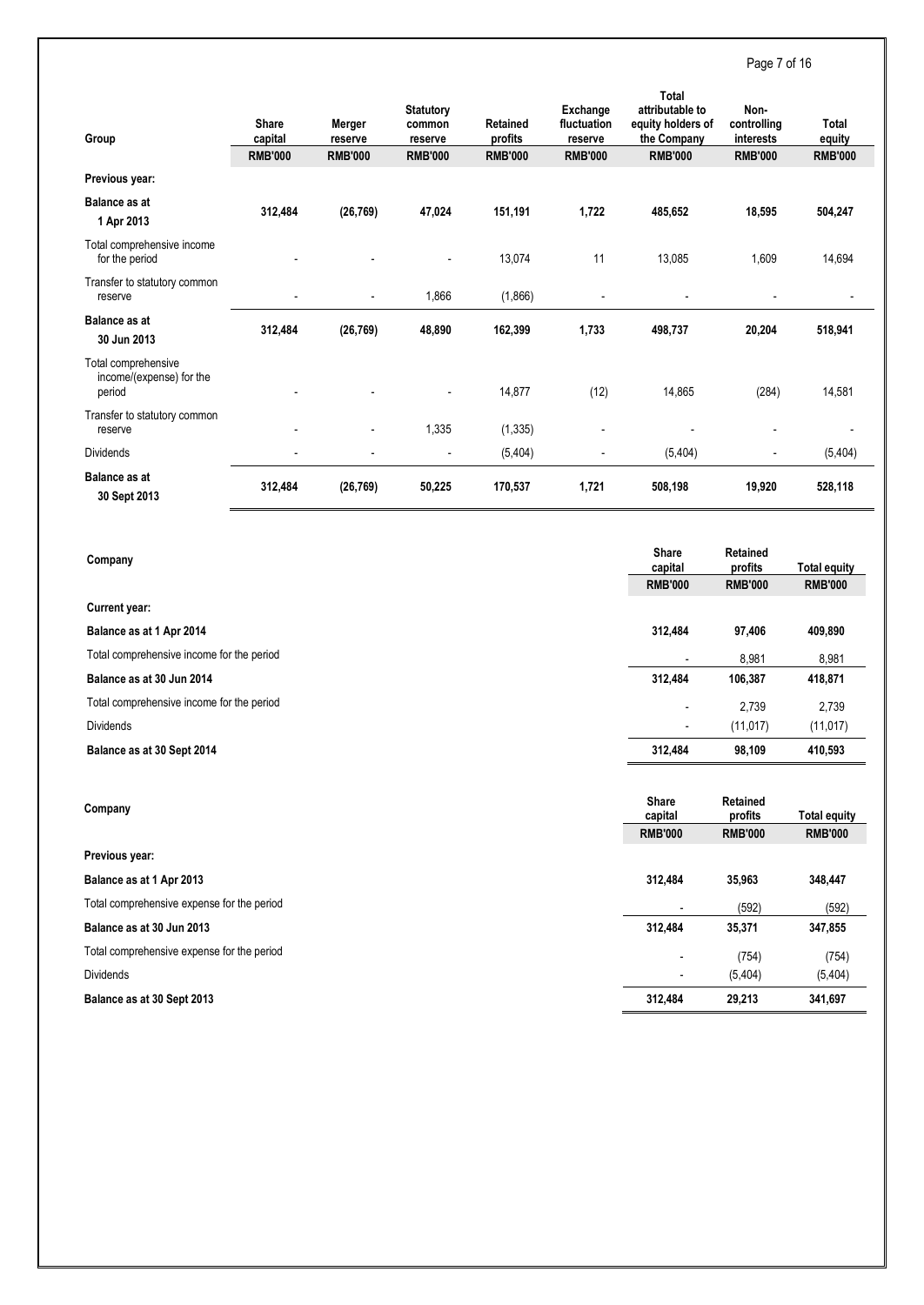| Group | Share capital | Merger reserve | Statutory common reserve | Retained profits | Exchange fluctuation reserve | Total attributable to equity holders of the Company | Non-controlling interests | Total equity |
|---|---|---|---|---|---|---|---|---|
| | RMB'000 | RMB'000 | RMB'000 | RMB'000 | RMB'000 | RMB'000 | RMB'000 | RMB'000 |
| **Previous year:** | | | | | | | | |
| **Balance as at 1 Apr 2013** | **312,484** | **(26,769)** | **47,024** | **151,191** | **1,722** | **485,652** | **18,595** | **504,247** |
| Total comprehensive income for the period | - | - | - | 13,074 | 11 | 13,085 | 1,609 | 14,694 |
| Transfer to statutory common reserve | - | - | 1,866 | (1,866) | - | - | - | - |
| **Balance as at 30 Jun 2013** | **312,484** | **(26,769)** | **48,890** | **162,399** | **1,733** | **498,737** | **20,204** | **518,941** |
| Total comprehensive income/(expense) for the period | - | - | - | 14,877 | (12) | 14,865 | (284) | 14,581 |
| Transfer to statutory common reserve | - | - | 1,335 | (1,335) | - | - | - | - |
| Dividends | - | - | - | (5,404) | - | (5,404) | - | (5,404) |
| **Balance as at 30 Sept 2013** | **312,484** | **(26,769)** | **50,225** | **170,537** | **1,721** | **508,198** | **19,920** | **528,118** |

| Company | Share capital | Retained profits | Total equity |
|---|---|---|---|
| | RMB'000 | RMB'000 | RMB'000 |
| **Current year:** | | | |
| **Balance as at 1 Apr 2014** | **312,484** | **97,406** | **409,890** |
| Total comprehensive income for the period | - | 8,981 | 8,981 |
| **Balance as at 30 Jun 2014** | **312,484** | **106,387** | **418,871** |
| Total comprehensive income for the period | - | 2,739 | 2,739 |
| Dividends | - | (11,017) | (11,017) |
| **Balance as at 30 Sept 2014** | **312,484** | **98,109** | **410,593** |

| Company | Share capital | Retained profits | Total equity |
|---|---|---|---|
| | RMB'000 | RMB'000 | RMB'000 |
| **Previous year:** | | | |
| **Balance as at 1 Apr 2013** | **312,484** | **35,963** | **348,447** |
| Total comprehensive expense for the period | - | (592) | (592) |
| **Balance as at 30 Jun 2013** | **312,484** | **35,371** | **347,855** |
| Total comprehensive expense for the period | - | (754) | (754) |
| Dividends | - | (5,404) | (5,404) |
| **Balance as at 30 Sept 2013** | **312,484** | **29,213** | **341,697** |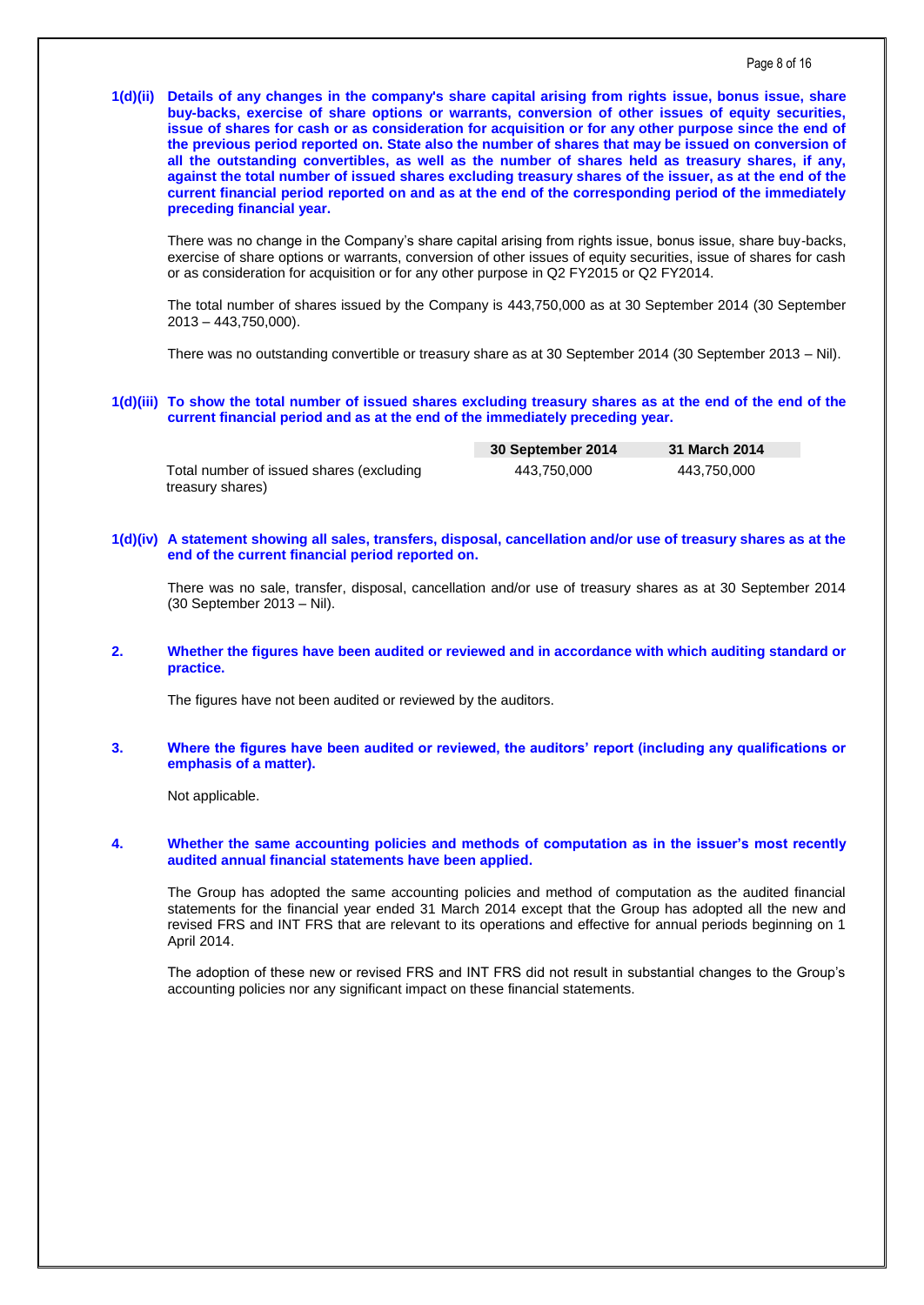**1(d)(ii) Details of any changes in the company's share capital arising from rights issue, bonus issue, share buy-backs, exercise of share options or warrants, conversion of other issues of equity securities, issue of shares for cash or as consideration for acquisition or for any other purpose since the end of the previous period reported on. State also the number of shares that may be issued on conversion of all the outstanding convertibles, as well as the number of shares held as treasury shares, if any, against the total number of issued shares excluding treasury shares of the issuer, as at the end of the current financial period reported on and as at the end of the corresponding period of the immediately preceding financial year.**

There was no change in the Company's share capital arising from rights issue, bonus issue, share buy-backs, exercise of share options or warrants, conversion of other issues of equity securities, issue of shares for cash or as consideration for acquisition or for any other purpose in Q2 FY2015 or Q2 FY2014.

The total number of shares issued by the Company is 443,750,000 as at 30 September 2014 (30 September 2013 – 443,750,000).

There was no outstanding convertible or treasury share as at 30 September 2014 (30 September 2013 – Nil).

**1(d)(iii) To show the total number of issued shares excluding treasury shares as at the end of the end of the current financial period and as at the end of the immediately preceding year.**

| | 30 September 2014 | 31 March 2014 |
|---|---|---|
| Total number of issued shares (excluding treasury shares) | 443,750,000 | 443,750,000 |

**1(d)(iv) A statement showing all sales, transfers, disposal, cancellation and/or use of treasury shares as at the end of the current financial period reported on.**

There was no sale, transfer, disposal, cancellation and/or use of treasury shares as at 30 September 2014 (30 September 2013 – Nil).

**2. Whether the figures have been audited or reviewed and in accordance with which auditing standard or practice.**

The figures have not been audited or reviewed by the auditors.

**3. Where the figures have been audited or reviewed, the auditors' report (including any qualifications or emphasis of a matter).**

Not applicable.

**4. Whether the same accounting policies and methods of computation as in the issuer's most recently audited annual financial statements have been applied.**

The Group has adopted the same accounting policies and method of computation as the audited financial statements for the financial year ended 31 March 2014 except that the Group has adopted all the new and revised FRS and INT FRS that are relevant to its operations and effective for annual periods beginning on 1 April 2014.

The adoption of these new or revised FRS and INT FRS did not result in substantial changes to the Group's accounting policies nor any significant impact on these financial statements.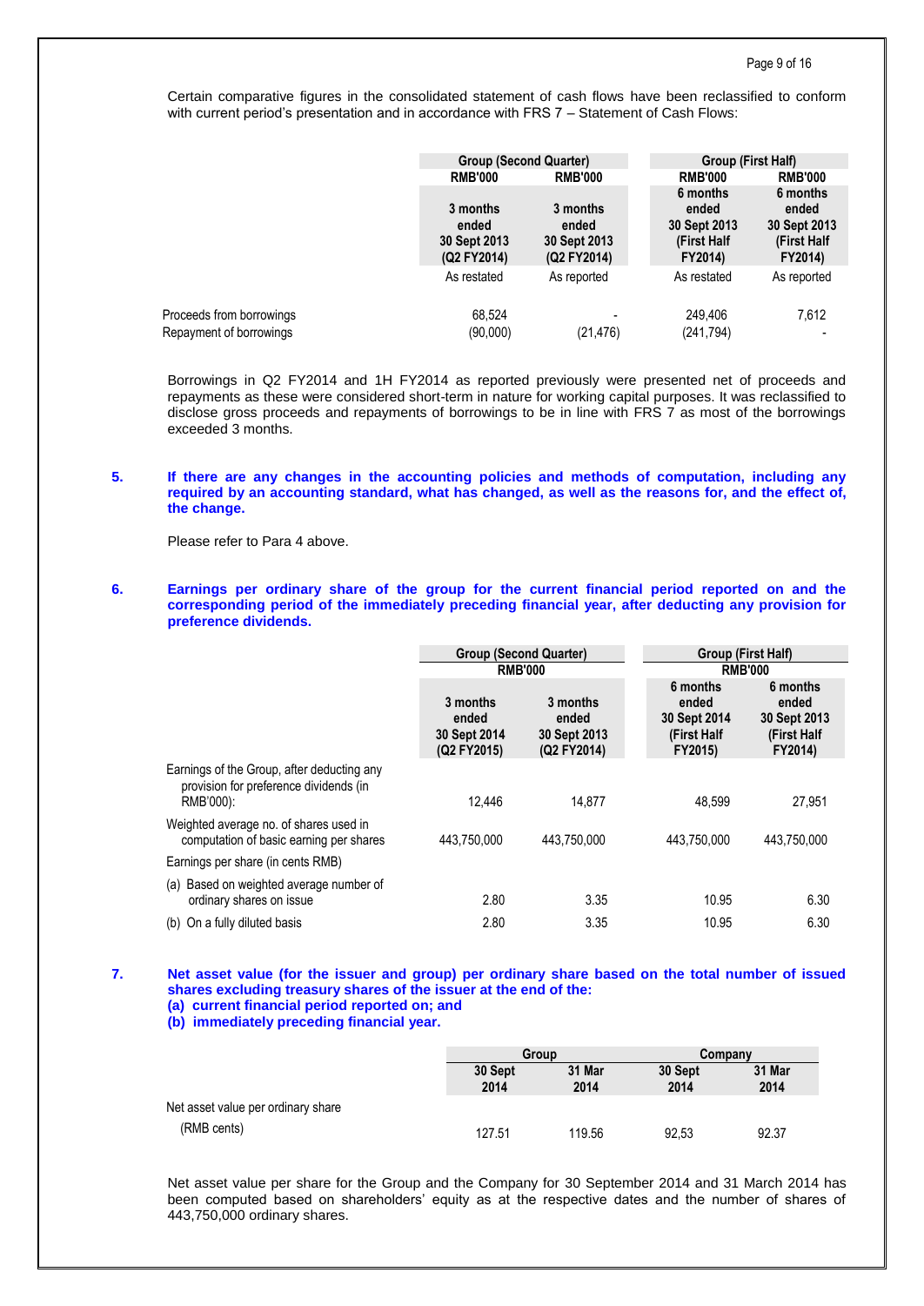Certain comparative figures in the consolidated statement of cash flows have been reclassified to conform with current period's presentation and in accordance with FRS 7 – Statement of Cash Flows:

| | Group (Second Quarter) | | Group (First Half) | |
|---|---|---|---|---|
| | RMB'000 | RMB'000 | RMB'000 | RMB'000 |
| | 3 months ended 30 Sept 2013 (Q2 FY2014) | 3 months ended 30 Sept 2013 (Q2 FY2014) | 6 months ended 30 Sept 2013 (First Half FY2014) | 6 months ended 30 Sept 2013 (First Half FY2014) |
| | As restated | As reported | As restated | As reported |
| Proceeds from borrowings | 68,524 | - | 249,406 | 7,612 |
| Repayment of borrowings | (90,000) | (21,476) | (241,794) | - |

Borrowings in Q2 FY2014 and 1H FY2014 as reported previously were presented net of proceeds and repayments as these were considered short-term in nature for working capital purposes. It was reclassified to disclose gross proceeds and repayments of borrowings to be in line with FRS 7 as most of the borrowings exceeded 3 months.

**5. If there are any changes in the accounting policies and methods of computation, including any required by an accounting standard, what has changed, as well as the reasons for, and the effect of, the change.**

Please refer to Para 4 above.

**6. Earnings per ordinary share of the group for the current financial period reported on and the corresponding period of the immediately preceding financial year, after deducting any provision for preference dividends.**

| | Group (Second Quarter) RMB'000 | | Group (First Half) RMB'000 | |
|---|---|---|---|---|
| | 3 months ended 30 Sept 2014 (Q2 FY2015) | 3 months ended 30 Sept 2013 (Q2 FY2014) | 6 months ended 30 Sept 2014 (First Half FY2015) | 6 months ended 30 Sept 2013 (First Half FY2014) |
| Earnings of the Group, after deducting any provision for preference dividends (in RMB'000): | 12,446 | 14,877 | 48,599 | 27,951 |
| Weighted average no. of shares used in computation of basic earning per shares | 443,750,000 | 443,750,000 | 443,750,000 | 443,750,000 |
| Earnings per share (in cents RMB) | | | | |
| (a) Based on weighted average number of ordinary shares on issue | 2.80 | 3.35 | 10.95 | 6.30 |
| (b) On a fully diluted basis | 2.80 | 3.35 | 10.95 | 6.30 |

**7. Net asset value (for the issuer and group) per ordinary share based on the total number of issued shares excluding treasury shares of the issuer at the end of the:**
**(a) current financial period reported on; and**
**(b) immediately preceding financial year.**

| | Group | | Company | |
|---|---|---|---|---|
| | 30 Sept 2014 | 31 Mar 2014 | 30 Sept 2014 | 31 Mar 2014 |
| Net asset value per ordinary share (RMB cents) | 127.51 | 119.56 | 92,53 | 92.37 |

Net asset value per share for the Group and the Company for 30 September 2014 and 31 March 2014 has been computed based on shareholders' equity as at the respective dates and the number of shares of 443,750,000 ordinary shares.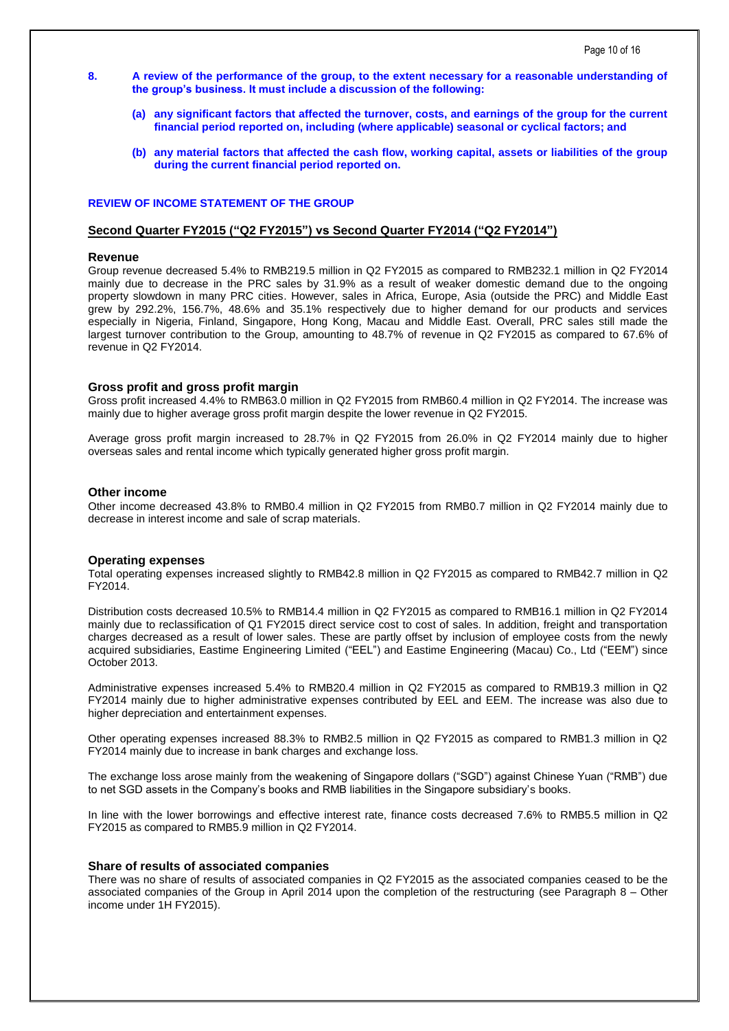**8. A review of the performance of the group, to the extent necessary for a reasonable understanding of the group's business. It must include a discussion of the following:**

**(a) any significant factors that affected the turnover, costs, and earnings of the group for the current financial period reported on, including (where applicable) seasonal or cyclical factors; and**

**(b) any material factors that affected the cash flow, working capital, assets or liabilities of the group during the current financial period reported on.**

**REVIEW OF INCOME STATEMENT OF THE GROUP**

**Second Quarter FY2015 ("Q2 FY2015") vs Second Quarter FY2014 ("Q2 FY2014")**

**Revenue**

Group revenue decreased 5.4% to RMB219.5 million in Q2 FY2015 as compared to RMB232.1 million in Q2 FY2014 mainly due to decrease in the PRC sales by 31.9% as a result of weaker domestic demand due to the ongoing property slowdown in many PRC cities. However, sales in Africa, Europe, Asia (outside the PRC) and Middle East grew by 292.2%, 156.7%, 48.6% and 35.1% respectively due to higher demand for our products and services especially in Nigeria, Finland, Singapore, Hong Kong, Macau and Middle East. Overall, PRC sales still made the largest turnover contribution to the Group, amounting to 48.7% of revenue in Q2 FY2015 as compared to 67.6% of revenue in Q2 FY2014.

**Gross profit and gross profit margin**

Gross profit increased 4.4% to RMB63.0 million in Q2 FY2015 from RMB60.4 million in Q2 FY2014. The increase was mainly due to higher average gross profit margin despite the lower revenue in Q2 FY2015.

Average gross profit margin increased to 28.7% in Q2 FY2015 from 26.0% in Q2 FY2014 mainly due to higher overseas sales and rental income which typically generated higher gross profit margin.

**Other income**

Other income decreased 43.8% to RMB0.4 million in Q2 FY2015 from RMB0.7 million in Q2 FY2014 mainly due to decrease in interest income and sale of scrap materials.

**Operating expenses**

Total operating expenses increased slightly to RMB42.8 million in Q2 FY2015 as compared to RMB42.7 million in Q2 FY2014.

Distribution costs decreased 10.5% to RMB14.4 million in Q2 FY2015 as compared to RMB16.1 million in Q2 FY2014 mainly due to reclassification of Q1 FY2015 direct service cost to cost of sales. In addition, freight and transportation charges decreased as a result of lower sales. These are partly offset by inclusion of employee costs from the newly acquired subsidiaries, Eastime Engineering Limited ("EEL") and Eastime Engineering (Macau) Co., Ltd ("EEM") since October 2013.

Administrative expenses increased 5.4% to RMB20.4 million in Q2 FY2015 as compared to RMB19.3 million in Q2 FY2014 mainly due to higher administrative expenses contributed by EEL and EEM. The increase was also due to higher depreciation and entertainment expenses.

Other operating expenses increased 88.3% to RMB2.5 million in Q2 FY2015 as compared to RMB1.3 million in Q2 FY2014 mainly due to increase in bank charges and exchange loss.

The exchange loss arose mainly from the weakening of Singapore dollars ("SGD") against Chinese Yuan ("RMB") due to net SGD assets in the Company's books and RMB liabilities in the Singapore subsidiary's books.

In line with the lower borrowings and effective interest rate, finance costs decreased 7.6% to RMB5.5 million in Q2 FY2015 as compared to RMB5.9 million in Q2 FY2014.

**Share of results of associated companies**

There was no share of results of associated companies in Q2 FY2015 as the associated companies ceased to be the associated companies of the Group in April 2014 upon the completion of the restructuring (see Paragraph 8 – Other income under 1H FY2015).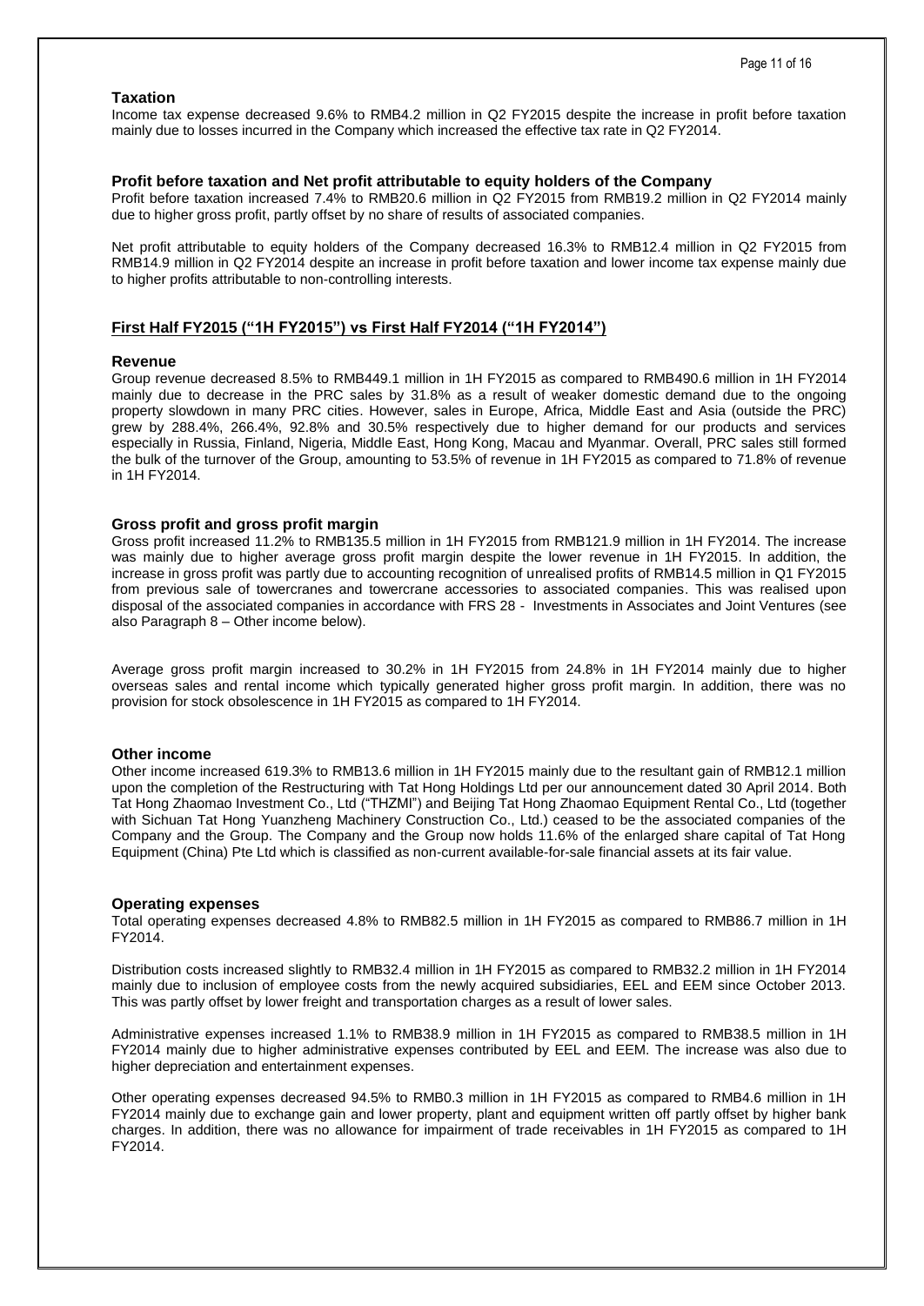### Taxation

Income tax expense decreased 9.6% to RMB4.2 million in Q2 FY2015 despite the increase in profit before taxation mainly due to losses incurred in the Company which increased the effective tax rate in Q2 FY2014.

### Profit before taxation and Net profit attributable to equity holders of the Company

Profit before taxation increased 7.4% to RMB20.6 million in Q2 FY2015 from RMB19.2 million in Q2 FY2014 mainly due to higher gross profit, partly offset by no share of results of associated companies.

Net profit attributable to equity holders of the Company decreased 16.3% to RMB12.4 million in Q2 FY2015 from RMB14.9 million in Q2 FY2014 despite an increase in profit before taxation and lower income tax expense mainly due to higher profits attributable to non-controlling interests.

## First Half FY2015 ("1H FY2015") vs First Half FY2014 ("1H FY2014")

### Revenue

Group revenue decreased 8.5% to RMB449.1 million in 1H FY2015 as compared to RMB490.6 million in 1H FY2014 mainly due to decrease in the PRC sales by 31.8% as a result of weaker domestic demand due to the ongoing property slowdown in many PRC cities. However, sales in Europe, Africa, Middle East and Asia (outside the PRC) grew by 288.4%, 266.4%, 92.8% and 30.5% respectively due to higher demand for our products and services especially in Russia, Finland, Nigeria, Middle East, Hong Kong, Macau and Myanmar. Overall, PRC sales still formed the bulk of the turnover of the Group, amounting to 53.5% of revenue in 1H FY2015 as compared to 71.8% of revenue in 1H FY2014.

### Gross profit and gross profit margin

Gross profit increased 11.2% to RMB135.5 million in 1H FY2015 from RMB121.9 million in 1H FY2014. The increase was mainly due to higher average gross profit margin despite the lower revenue in 1H FY2015. In addition, the increase in gross profit was partly due to accounting recognition of unrealised profits of RMB14.5 million in Q1 FY2015 from previous sale of towercranes and towercrane accessories to associated companies. This was realised upon disposal of the associated companies in accordance with FRS 28 - Investments in Associates and Joint Ventures (see also Paragraph 8 – Other income below).

Average gross profit margin increased to 30.2% in 1H FY2015 from 24.8% in 1H FY2014 mainly due to higher overseas sales and rental income which typically generated higher gross profit margin. In addition, there was no provision for stock obsolescence in 1H FY2015 as compared to 1H FY2014.

### Other income

Other income increased 619.3% to RMB13.6 million in 1H FY2015 mainly due to the resultant gain of RMB12.1 million upon the completion of the Restructuring with Tat Hong Holdings Ltd per our announcement dated 30 April 2014. Both Tat Hong Zhaomao Investment Co., Ltd ("THZMI") and Beijing Tat Hong Zhaomao Equipment Rental Co., Ltd (together with Sichuan Tat Hong Yuanzheng Machinery Construction Co., Ltd.) ceased to be the associated companies of the Company and the Group. The Company and the Group now holds 11.6% of the enlarged share capital of Tat Hong Equipment (China) Pte Ltd which is classified as non-current available-for-sale financial assets at its fair value.

### Operating expenses

Total operating expenses decreased 4.8% to RMB82.5 million in 1H FY2015 as compared to RMB86.7 million in 1H FY2014.

Distribution costs increased slightly to RMB32.4 million in 1H FY2015 as compared to RMB32.2 million in 1H FY2014 mainly due to inclusion of employee costs from the newly acquired subsidiaries, EEL and EEM since October 2013. This was partly offset by lower freight and transportation charges as a result of lower sales.

Administrative expenses increased 1.1% to RMB38.9 million in 1H FY2015 as compared to RMB38.5 million in 1H FY2014 mainly due to higher administrative expenses contributed by EEL and EEM. The increase was also due to higher depreciation and entertainment expenses.

Other operating expenses decreased 94.5% to RMB0.3 million in 1H FY2015 as compared to RMB4.6 million in 1H FY2014 mainly due to exchange gain and lower property, plant and equipment written off partly offset by higher bank charges. In addition, there was no allowance for impairment of trade receivables in 1H FY2015 as compared to 1H FY2014.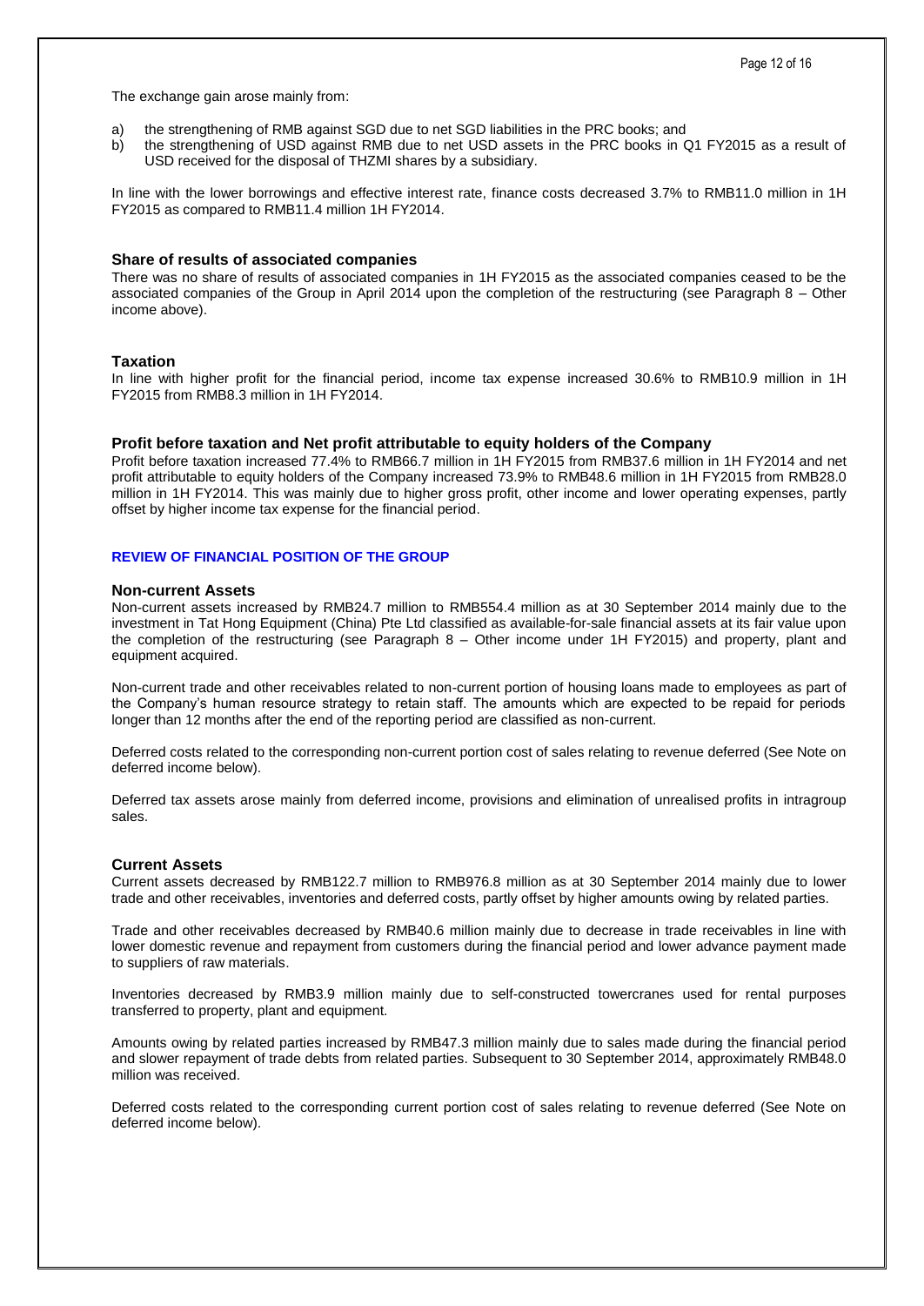The exchange gain arose mainly from:

a) the strengthening of RMB against SGD due to net SGD liabilities in the PRC books; and
b) the strengthening of USD against RMB due to net USD assets in the PRC books in Q1 FY2015 as a result of USD received for the disposal of THZMI shares by a subsidiary.

In line with the lower borrowings and effective interest rate, finance costs decreased 3.7% to RMB11.0 million in 1H FY2015 as compared to RMB11.4 million 1H FY2014.

### Share of results of associated companies

There was no share of results of associated companies in 1H FY2015 as the associated companies ceased to be the associated companies of the Group in April 2014 upon the completion of the restructuring (see Paragraph 8 – Other income above).

### Taxation

In line with higher profit for the financial period, income tax expense increased 30.6% to RMB10.9 million in 1H FY2015 from RMB8.3 million in 1H FY2014.

### Profit before taxation and Net profit attributable to equity holders of the Company

Profit before taxation increased 77.4% to RMB66.7 million in 1H FY2015 from RMB37.6 million in 1H FY2014 and net profit attributable to equity holders of the Company increased 73.9% to RMB48.6 million in 1H FY2015 from RMB28.0 million in 1H FY2014. This was mainly due to higher gross profit, other income and lower operating expenses, partly offset by higher income tax expense for the financial period.

## REVIEW OF FINANCIAL POSITION OF THE GROUP

### Non-current Assets

Non-current assets increased by RMB24.7 million to RMB554.4 million as at 30 September 2014 mainly due to the investment in Tat Hong Equipment (China) Pte Ltd classified as available-for-sale financial assets at its fair value upon the completion of the restructuring (see Paragraph 8 – Other income under 1H FY2015) and property, plant and equipment acquired.

Non-current trade and other receivables related to non-current portion of housing loans made to employees as part of the Company's human resource strategy to retain staff. The amounts which are expected to be repaid for periods longer than 12 months after the end of the reporting period are classified as non-current.

Deferred costs related to the corresponding non-current portion cost of sales relating to revenue deferred (See Note on deferred income below).

Deferred tax assets arose mainly from deferred income, provisions and elimination of unrealised profits in intragroup sales.

### Current Assets

Current assets decreased by RMB122.7 million to RMB976.8 million as at 30 September 2014 mainly due to lower trade and other receivables, inventories and deferred costs, partly offset by higher amounts owing by related parties.

Trade and other receivables decreased by RMB40.6 million mainly due to decrease in trade receivables in line with lower domestic revenue and repayment from customers during the financial period and lower advance payment made to suppliers of raw materials.

Inventories decreased by RMB3.9 million mainly due to self-constructed towercranes used for rental purposes transferred to property, plant and equipment.

Amounts owing by related parties increased by RMB47.3 million mainly due to sales made during the financial period and slower repayment of trade debts from related parties. Subsequent to 30 September 2014, approximately RMB48.0 million was received.

Deferred costs related to the corresponding current portion cost of sales relating to revenue deferred (See Note on deferred income below).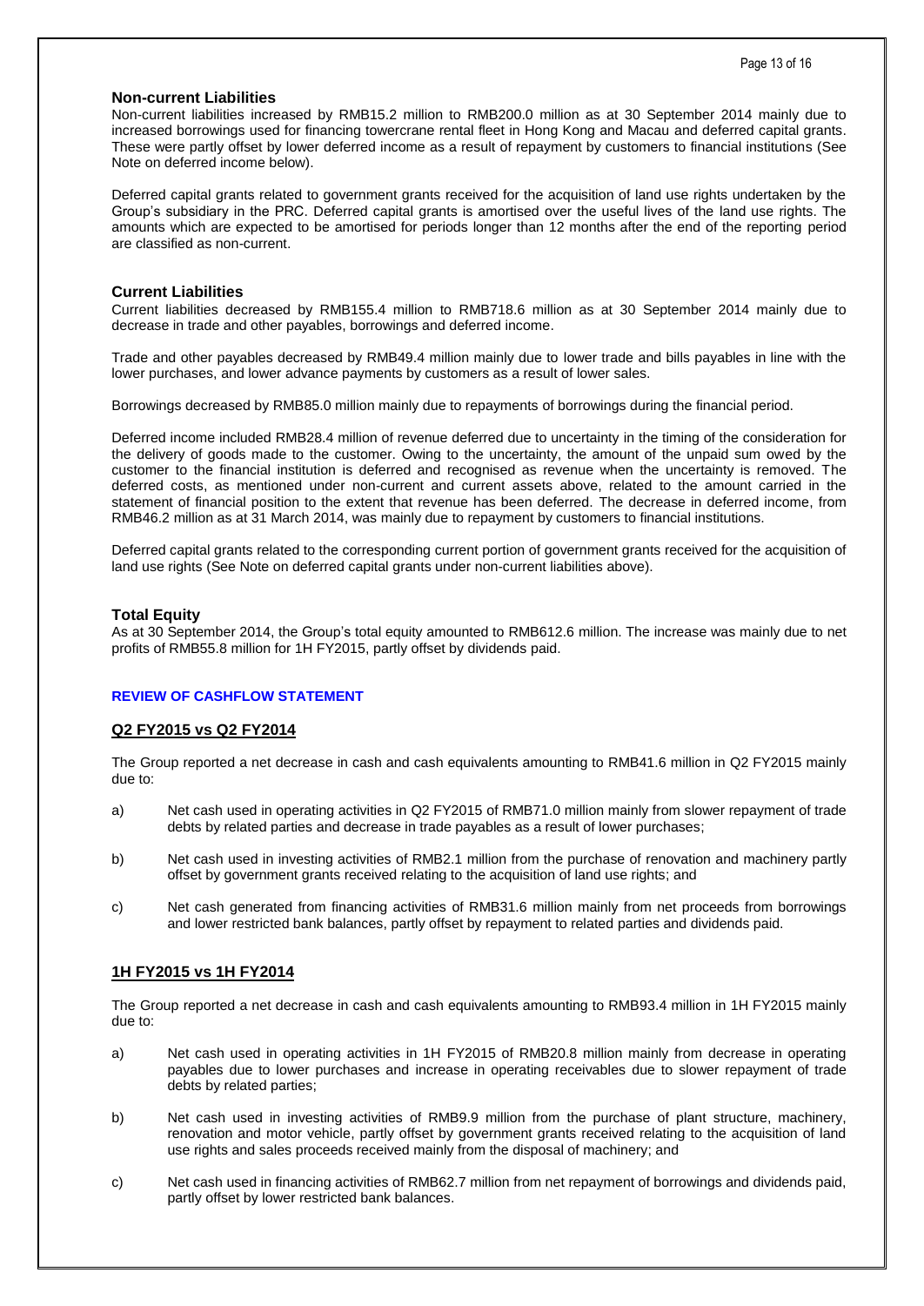### Non-current Liabilities

Non-current liabilities increased by RMB15.2 million to RMB200.0 million as at 30 September 2014 mainly due to increased borrowings used for financing towercrane rental fleet in Hong Kong and Macau and deferred capital grants. These were partly offset by lower deferred income as a result of repayment by customers to financial institutions (See Note on deferred income below).

Deferred capital grants related to government grants received for the acquisition of land use rights undertaken by the Group's subsidiary in the PRC. Deferred capital grants is amortised over the useful lives of the land use rights. The amounts which are expected to be amortised for periods longer than 12 months after the end of the reporting period are classified as non-current.

### Current Liabilities

Current liabilities decreased by RMB155.4 million to RMB718.6 million as at 30 September 2014 mainly due to decrease in trade and other payables, borrowings and deferred income.

Trade and other payables decreased by RMB49.4 million mainly due to lower trade and bills payables in line with the lower purchases, and lower advance payments by customers as a result of lower sales.

Borrowings decreased by RMB85.0 million mainly due to repayments of borrowings during the financial period.

Deferred income included RMB28.4 million of revenue deferred due to uncertainty in the timing of the consideration for the delivery of goods made to the customer. Owing to the uncertainty, the amount of the unpaid sum owed by the customer to the financial institution is deferred and recognised as revenue when the uncertainty is removed. The deferred costs, as mentioned under non-current and current assets above, related to the amount carried in the statement of financial position to the extent that revenue has been deferred. The decrease in deferred income, from RMB46.2 million as at 31 March 2014, was mainly due to repayment by customers to financial institutions.

Deferred capital grants related to the corresponding current portion of government grants received for the acquisition of land use rights (See Note on deferred capital grants under non-current liabilities above).

### Total Equity

As at 30 September 2014, the Group's total equity amounted to RMB612.6 million. The increase was mainly due to net profits of RMB55.8 million for 1H FY2015, partly offset by dividends paid.

## REVIEW OF CASHFLOW STATEMENT

### Q2 FY2015 vs Q2 FY2014

The Group reported a net decrease in cash and cash equivalents amounting to RMB41.6 million in Q2 FY2015 mainly due to:

a) Net cash used in operating activities in Q2 FY2015 of RMB71.0 million mainly from slower repayment of trade debts by related parties and decrease in trade payables as a result of lower purchases;

b) Net cash used in investing activities of RMB2.1 million from the purchase of renovation and machinery partly offset by government grants received relating to the acquisition of land use rights; and

c) Net cash generated from financing activities of RMB31.6 million mainly from net proceeds from borrowings and lower restricted bank balances, partly offset by repayment to related parties and dividends paid.

### 1H FY2015 vs 1H FY2014

The Group reported a net decrease in cash and cash equivalents amounting to RMB93.4 million in 1H FY2015 mainly due to:

a) Net cash used in operating activities in 1H FY2015 of RMB20.8 million mainly from decrease in operating payables due to lower purchases and increase in operating receivables due to slower repayment of trade debts by related parties;

b) Net cash used in investing activities of RMB9.9 million from the purchase of plant structure, machinery, renovation and motor vehicle, partly offset by government grants received relating to the acquisition of land use rights and sales proceeds received mainly from the disposal of machinery; and

c) Net cash used in financing activities of RMB62.7 million from net repayment of borrowings and dividends paid, partly offset by lower restricted bank balances.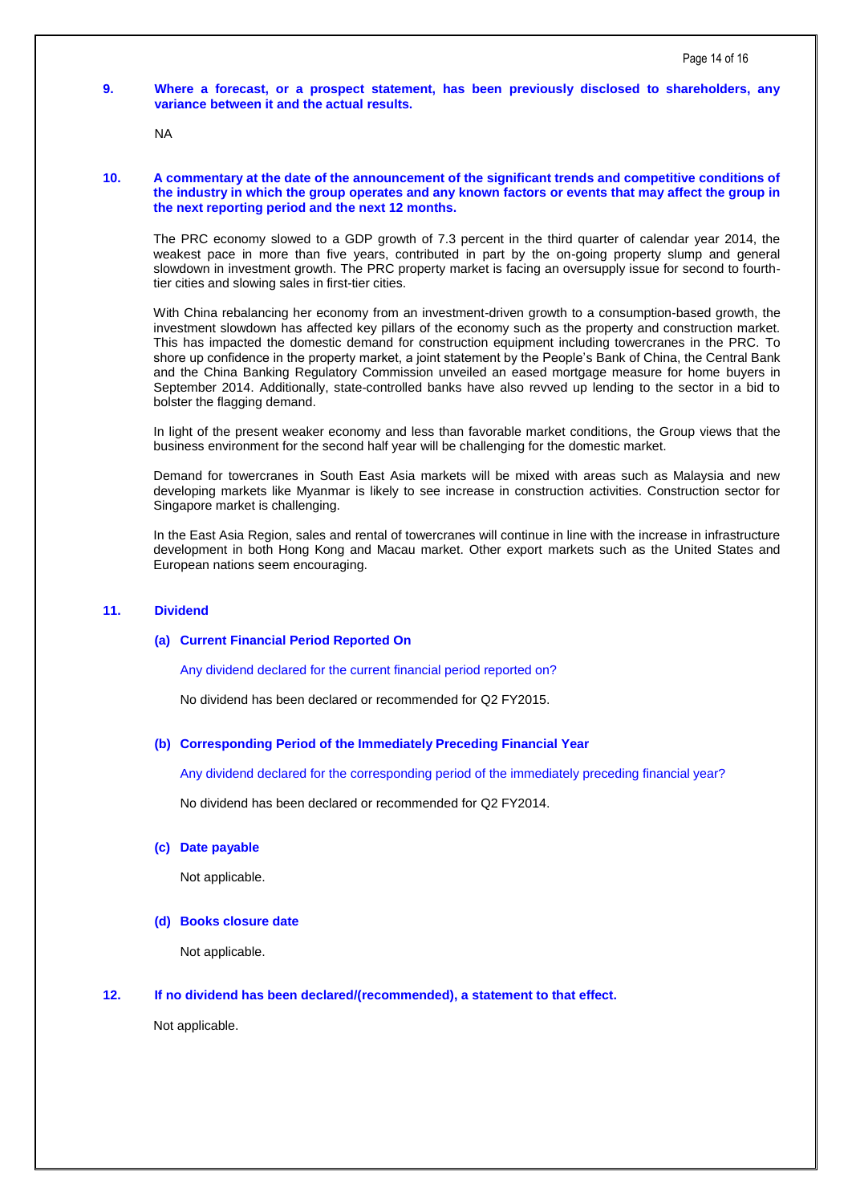**9. Where a forecast, or a prospect statement, has been previously disclosed to shareholders, any variance between it and the actual results.**

NA

**10. A commentary at the date of the announcement of the significant trends and competitive conditions of the industry in which the group operates and any known factors or events that may affect the group in the next reporting period and the next 12 months.**

The PRC economy slowed to a GDP growth of 7.3 percent in the third quarter of calendar year 2014, the weakest pace in more than five years, contributed in part by the on-going property slump and general slowdown in investment growth. The PRC property market is facing an oversupply issue for second to fourth-tier cities and slowing sales in first-tier cities.

With China rebalancing her economy from an investment-driven growth to a consumption-based growth, the investment slowdown has affected key pillars of the economy such as the property and construction market. This has impacted the domestic demand for construction equipment including towercranes in the PRC. To shore up confidence in the property market, a joint statement by the People's Bank of China, the Central Bank and the China Banking Regulatory Commission unveiled an eased mortgage measure for home buyers in September 2014. Additionally, state-controlled banks have also revved up lending to the sector in a bid to bolster the flagging demand.

In light of the present weaker economy and less than favorable market conditions, the Group views that the business environment for the second half year will be challenging for the domestic market.

Demand for towercranes in South East Asia markets will be mixed with areas such as Malaysia and new developing markets like Myanmar is likely to see increase in construction activities. Construction sector for Singapore market is challenging.

In the East Asia Region, sales and rental of towercranes will continue in line with the increase in infrastructure development in both Hong Kong and Macau market. Other export markets such as the United States and European nations seem encouraging.

**11. Dividend**

**(a) Current Financial Period Reported On**

Any dividend declared for the current financial period reported on?

No dividend has been declared or recommended for Q2 FY2015.

**(b) Corresponding Period of the Immediately Preceding Financial Year**

Any dividend declared for the corresponding period of the immediately preceding financial year?

No dividend has been declared or recommended for Q2 FY2014.

**(c) Date payable**

Not applicable.

**(d) Books closure date**

Not applicable.

**12. If no dividend has been declared/(recommended), a statement to that effect.**

Not applicable.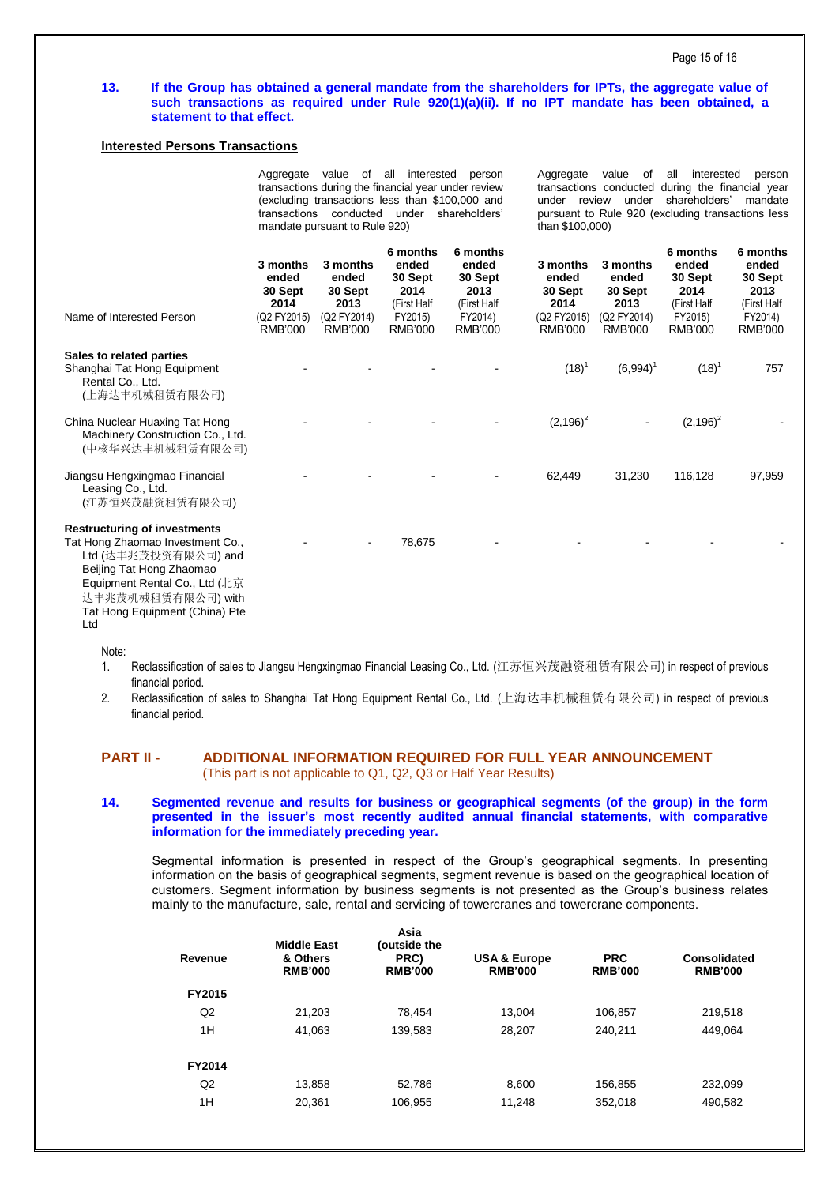**13. If the Group has obtained a general mandate from the shareholders for IPTs, the aggregate value of such transactions as required under Rule 920(1)(a)(ii). If no IPT mandate has been obtained, a statement to that effect.**

**Interested Persons Transactions**

| Name of Interested Person | Aggregate value of all interested person transactions during the financial year under review (excluding transactions less than $100,000 and transactions conducted under shareholders' mandate pursuant to Rule 920) | | | | Aggregate value of all interested person transactions conducted during the financial year under review under shareholders' mandate pursuant to Rule 920 (excluding transactions less than $100,000) | | | |
|---|---|---|---|---|---|---|---|---|
| | **3 months ended 30 Sept 2014** (Q2 FY2015) RMB'000 | **3 months ended 30 Sept 2013** (Q2 FY2014) RMB'000 | **6 months ended 30 Sept 2014** (First Half FY2015) RMB'000 | **6 months ended 30 Sept 2013** (First Half FY2014) RMB'000 | **3 months ended 30 Sept 2014** (Q2 FY2015) RMB'000 | **3 months ended 30 Sept 2013** (Q2 FY2014) RMB'000 | **6 months ended 30 Sept 2014** (First Half FY2015) RMB'000 | **6 months ended 30 Sept 2013** (First Half FY2014) RMB'000 |
| **Sales to related parties** | | | | | | | | |
| Shanghai Tat Hong Equipment Rental Co., Ltd. (上海达丰机械租赁有限公司) | - | - | - | - | (18)[1] | (6,994)[1] | (18)[1] | 757 |
| China Nuclear Huaxing Tat Hong Machinery Construction Co., Ltd. (中核华兴达丰机械租赁有限公司) | - | - | - | - | (2,196)[2] | - | (2,196)[2] | - |
| Jiangsu Hengxingmao Financial Leasing Co., Ltd. (江苏恒兴茂融资租赁有限公司) | - | - | - | - | 62,449 | 31,230 | 116,128 | 97,959 |
| **Restructuring of investments** | | | | | | | | |
| Tat Hong Zhaomao Investment Co., Ltd (达丰兆茂投资有限公司) and Beijing Tat Hong Zhaomao Equipment Rental Co., Ltd (北京达丰兆茂机械租赁有限公司) with Tat Hong Equipment (China) Pte Ltd | - | - | 78,675 | - | - | - | - | - |

Note:

1. Reclassification of sales to Jiangsu Hengxingmao Financial Leasing Co., Ltd. (江苏恒兴茂融资租赁有限公司) in respect of previous financial period.
2. Reclassification of sales to Shanghai Tat Hong Equipment Rental Co., Ltd. (上海达丰机械租赁有限公司) in respect of previous financial period.

## PART II - ADDITIONAL INFORMATION REQUIRED FOR FULL YEAR ANNOUNCEMENT

(This part is not applicable to Q1, Q2, Q3 or Half Year Results)

**14. Segmented revenue and results for business or geographical segments (of the group) in the form presented in the issuer's most recently audited annual financial statements, with comparative information for the immediately preceding year.**

Segmental information is presented in respect of the Group's geographical segments. In presenting information on the basis of geographical segments, segment revenue is based on the geographical location of customers. Segment information by business segments is not presented as the Group's business relates mainly to the manufacture, sale, rental and servicing of towercranes and towercrane components.

| Revenue | Middle East & Others RMB'000 | Asia (outside the PRC) RMB'000 | USA & Europe RMB'000 | PRC RMB'000 | Consolidated RMB'000 |
|---|---|---|---|---|---|
| **FY2015** | | | | | |
| Q2 | 21,203 | 78,454 | 13,004 | 106,857 | 219,518 |
| 1H | 41,063 | 139,583 | 28,207 | 240,211 | 449,064 |
| **FY2014** | | | | | |
| Q2 | 13,858 | 52,786 | 8,600 | 156,855 | 232,099 |
| 1H | 20,361 | 106,955 | 11,248 | 352,018 | 490,582 |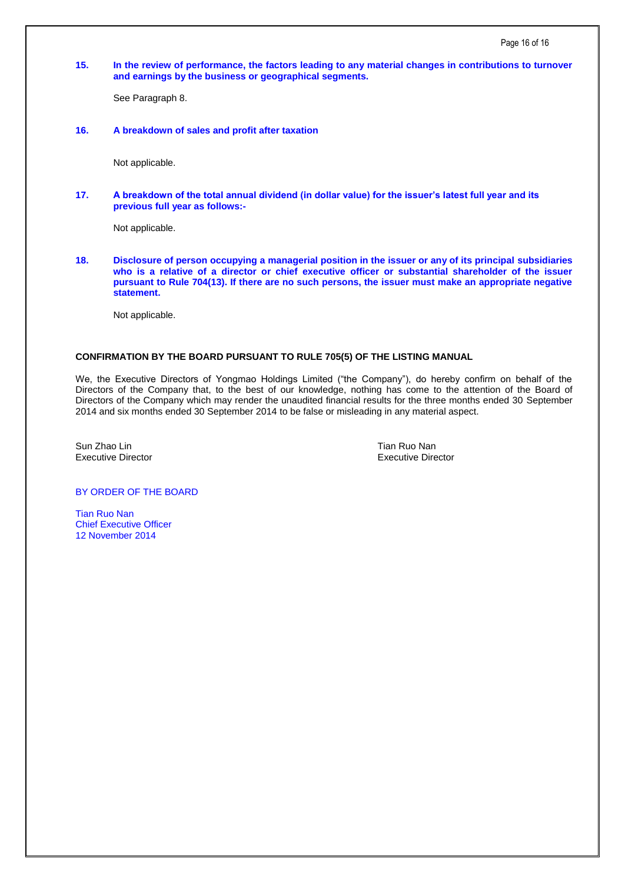**15. In the review of performance, the factors leading to any material changes in contributions to turnover and earnings by the business or geographical segments.**

See Paragraph 8.

**16. A breakdown of sales and profit after taxation**

Not applicable.

**17. A breakdown of the total annual dividend (in dollar value) for the issuer's latest full year and its previous full year as follows:-**

Not applicable.

**18. Disclosure of person occupying a managerial position in the issuer or any of its principal subsidiaries who is a relative of a director or chief executive officer or substantial shareholder of the issuer pursuant to Rule 704(13). If there are no such persons, the issuer must make an appropriate negative statement.**

Not applicable.

**CONFIRMATION BY THE BOARD PURSUANT TO RULE 705(5) OF THE LISTING MANUAL**

We, the Executive Directors of Yongmao Holdings Limited ("the Company"), do hereby confirm on behalf of the Directors of the Company that, to the best of our knowledge, nothing has come to the attention of the Board of Directors of the Company which may render the unaudited financial results for the three months ended 30 September 2014 and six months ended 30 September 2014 to be false or misleading in any material aspect.

Sun Zhao Lin
Executive Director

Tian Ruo Nan
Executive Director

BY ORDER OF THE BOARD

Tian Ruo Nan
Chief Executive Officer
12 November 2014